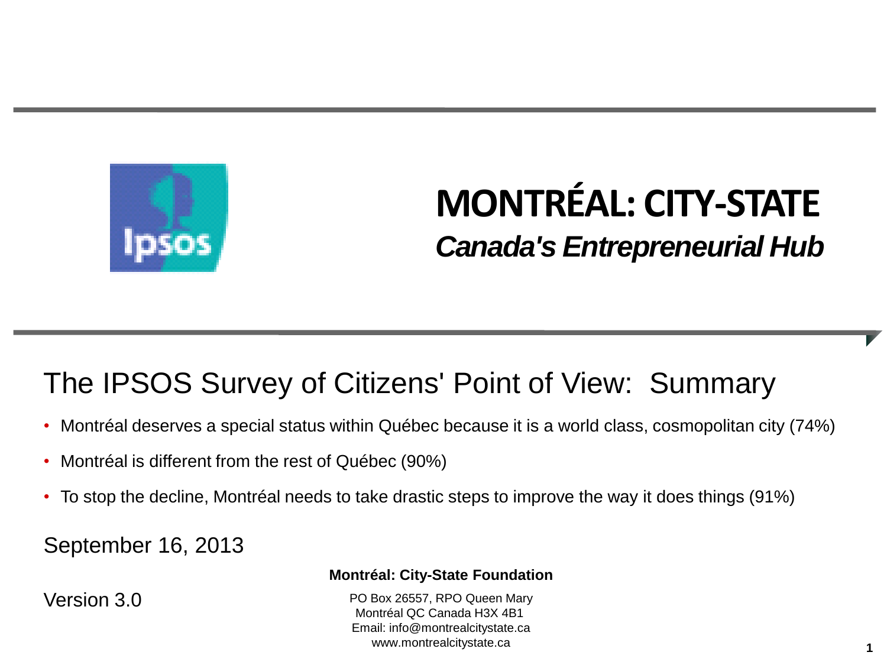# MONTRÉAL: CITY-STATE

***Canada's Entrepreneurial Hub***

## The IPSOS Survey of Citizens' Point of View: Summary

- Montréal deserves a special status within Québec because it is a world class, cosmopolitan city (74%)
- Montréal is different from the rest of Québec (90%)
- To stop the decline, Montréal needs to take drastic steps to improve the way it does things (91%)

September 16, 2013

Version 3.0

**Montréal: City-State Foundation**

PO Box 26557, RPO Queen Mary
Montréal QC Canada H3X 4B1
Email: info@montrealcitystate.ca
www.montrealcitystate.ca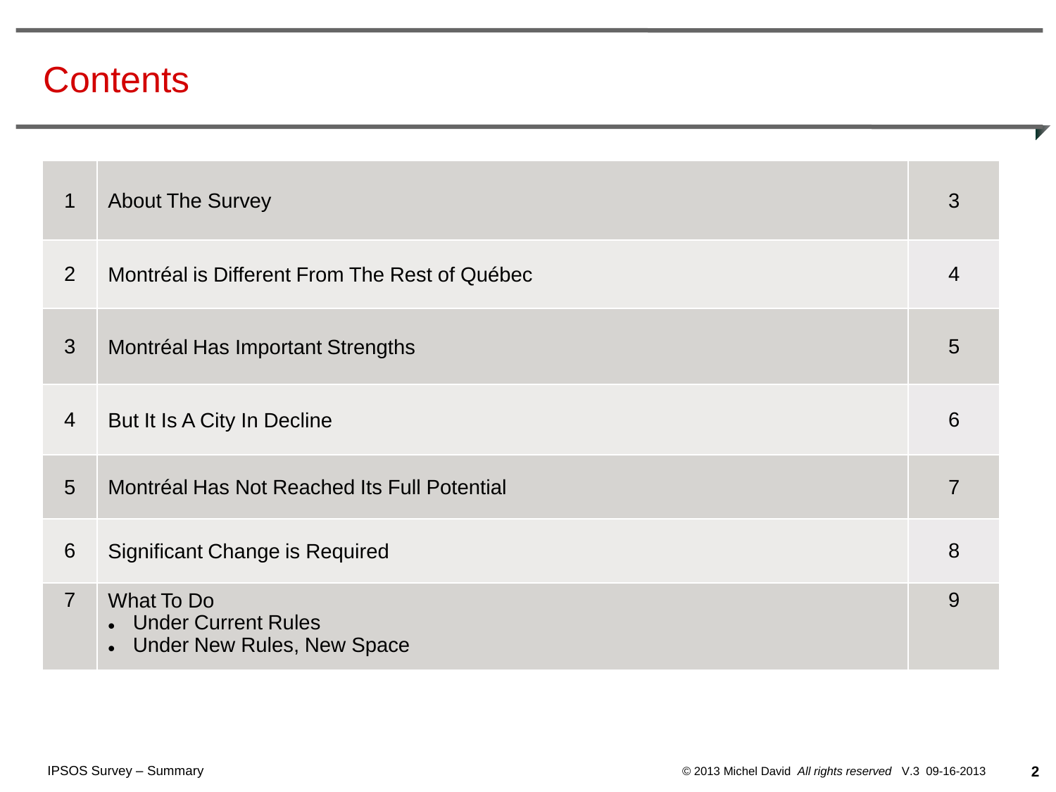# Contents

| # | Section | Page |
|---|---|---|
| 1 | About The Survey | 3 |
| 2 | Montréal is Different From The Rest of Québec | 4 |
| 3 | Montréal Has Important Strengths | 5 |
| 4 | But It Is A City In Decline | 6 |
| 5 | Montréal Has Not Reached Its Full Potential | 7 |
| 6 | Significant Change is Required | 8 |
| 7 | What To Do<br>• Under Current Rules<br>• Under New Rules, New Space | 9 |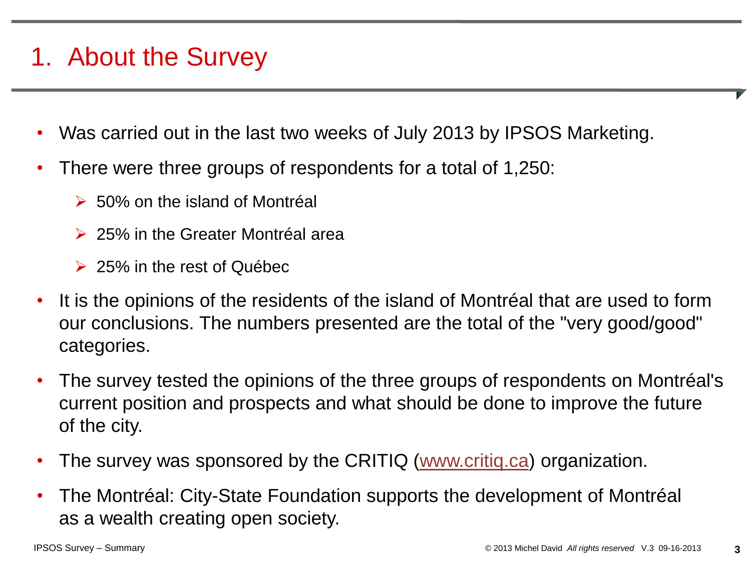# 1. About the Survey

- Was carried out in the last two weeks of July 2013 by IPSOS Marketing.
- There were three groups of respondents for a total of 1,250:
  - 50% on the island of Montréal
  - 25% in the Greater Montréal area
  - 25% in the rest of Québec
- It is the opinions of the residents of the island of Montréal that are used to form our conclusions. The numbers presented are the total of the "very good/good" categories.
- The survey tested the opinions of the three groups of respondents on Montréal's current position and prospects and what should be done to improve the future of the city.
- The survey was sponsored by the CRITIQ ([www.critiq.ca](http://www.critiq.ca)) organization.
- The Montréal: City-State Foundation supports the development of Montréal as a wealth creating open society.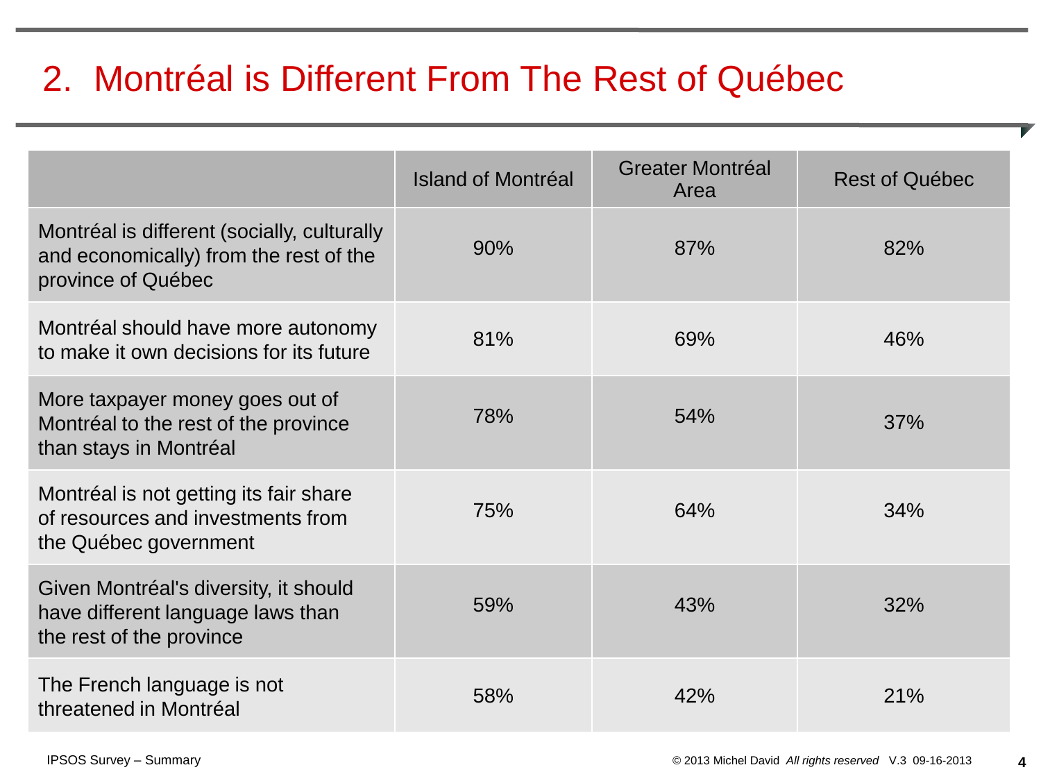# 2. Montréal is Different From The Rest of Québec

| | Island of Montréal | Greater Montréal Area | Rest of Québec |
|---|---|---|---|
| Montréal is different (socially, culturally and economically) from the rest of the province of Québec | 90% | 87% | 82% |
| Montréal should have more autonomy to make it own decisions for its future | 81% | 69% | 46% |
| More taxpayer money goes out of Montréal to the rest of the province than stays in Montréal | 78% | 54% | 37% |
| Montréal is not getting its fair share of resources and investments from the Québec government | 75% | 64% | 34% |
| Given Montréal's diversity, it should have different language laws than the rest of the province | 59% | 43% | 32% |
| The French language is not threatened in Montréal | 58% | 42% | 21% |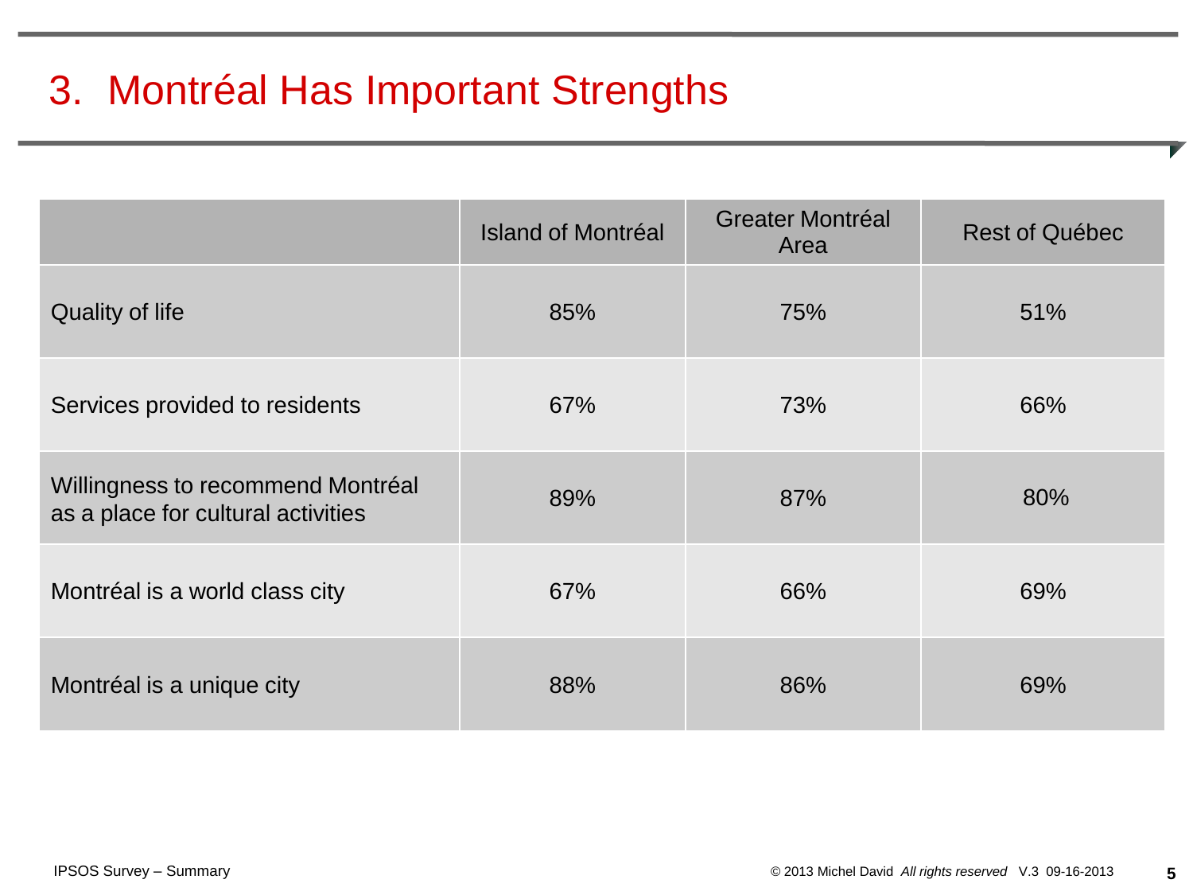# 3. Montréal Has Important Strengths

| | Island of Montréal | Greater Montréal Area | Rest of Québec |
|---|---|---|---|
| Quality of life | 85% | 75% | 51% |
| Services provided to residents | 67% | 73% | 66% |
| Willingness to recommend Montréal as a place for cultural activities | 89% | 87% | 80% |
| Montréal is a world class city | 67% | 66% | 69% |
| Montréal is a unique city | 88% | 86% | 69% |

IPSOS Survey – Summary

© 2013 Michel David *All rights reserved* V.3 09-16-2013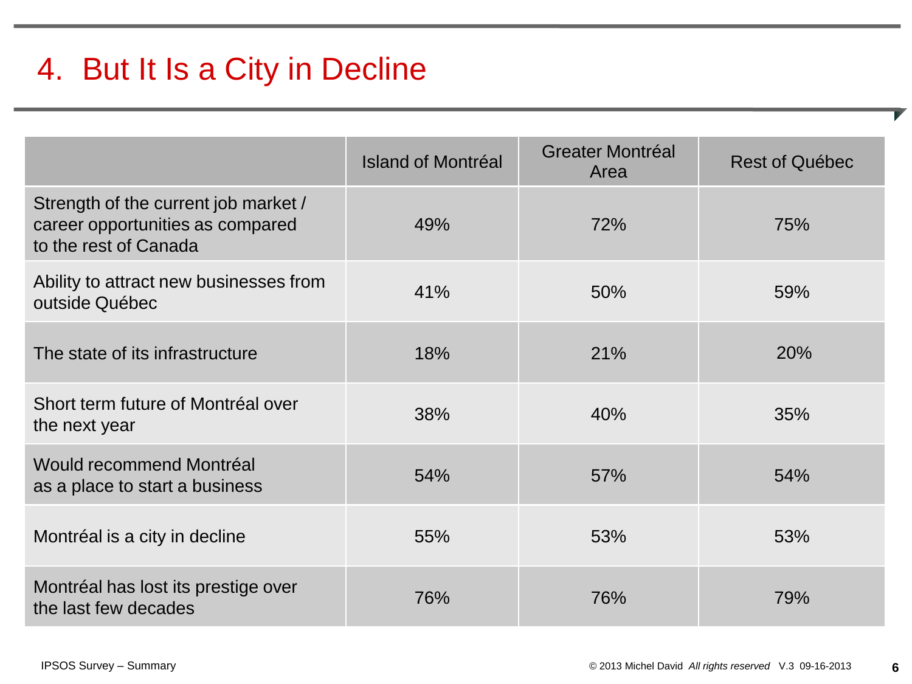# 4. But It Is a City in Decline

| | Island of Montréal | Greater Montréal Area | Rest of Québec |
|---|---|---|---|
| Strength of the current job market / career opportunities as compared to the rest of Canada | 49% | 72% | 75% |
| Ability to attract new businesses from outside Québec | 41% | 50% | 59% |
| The state of its infrastructure | 18% | 21% | 20% |
| Short term future of Montréal over the next year | 38% | 40% | 35% |
| Would recommend Montréal as a place to start a business | 54% | 57% | 54% |
| Montréal is a city in decline | 55% | 53% | 53% |
| Montréal has lost its prestige over the last few decades | 76% | 76% | 79% |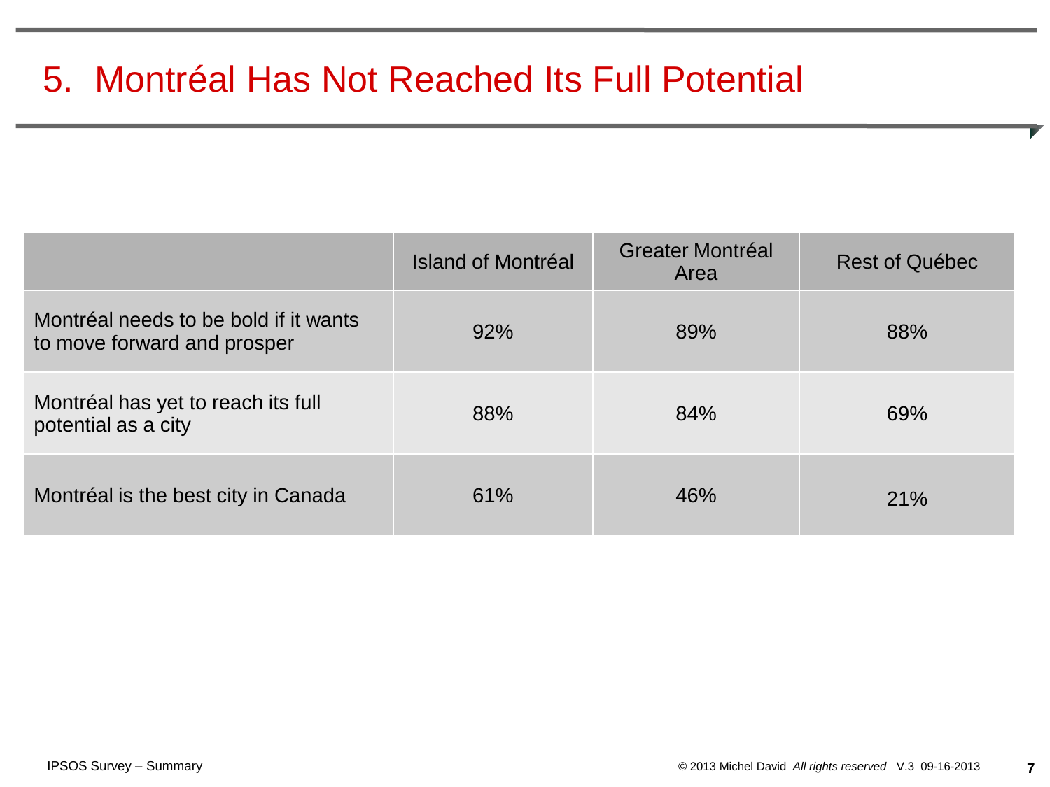# 5. Montréal Has Not Reached Its Full Potential

| | Island of Montréal | Greater Montréal Area | Rest of Québec |
|---|---|---|---|
| Montréal needs to be bold if it wants to move forward and prosper | 92% | 89% | 88% |
| Montréal has yet to reach its full potential as a city | 88% | 84% | 69% |
| Montréal is the best city in Canada | 61% | 46% | 21% |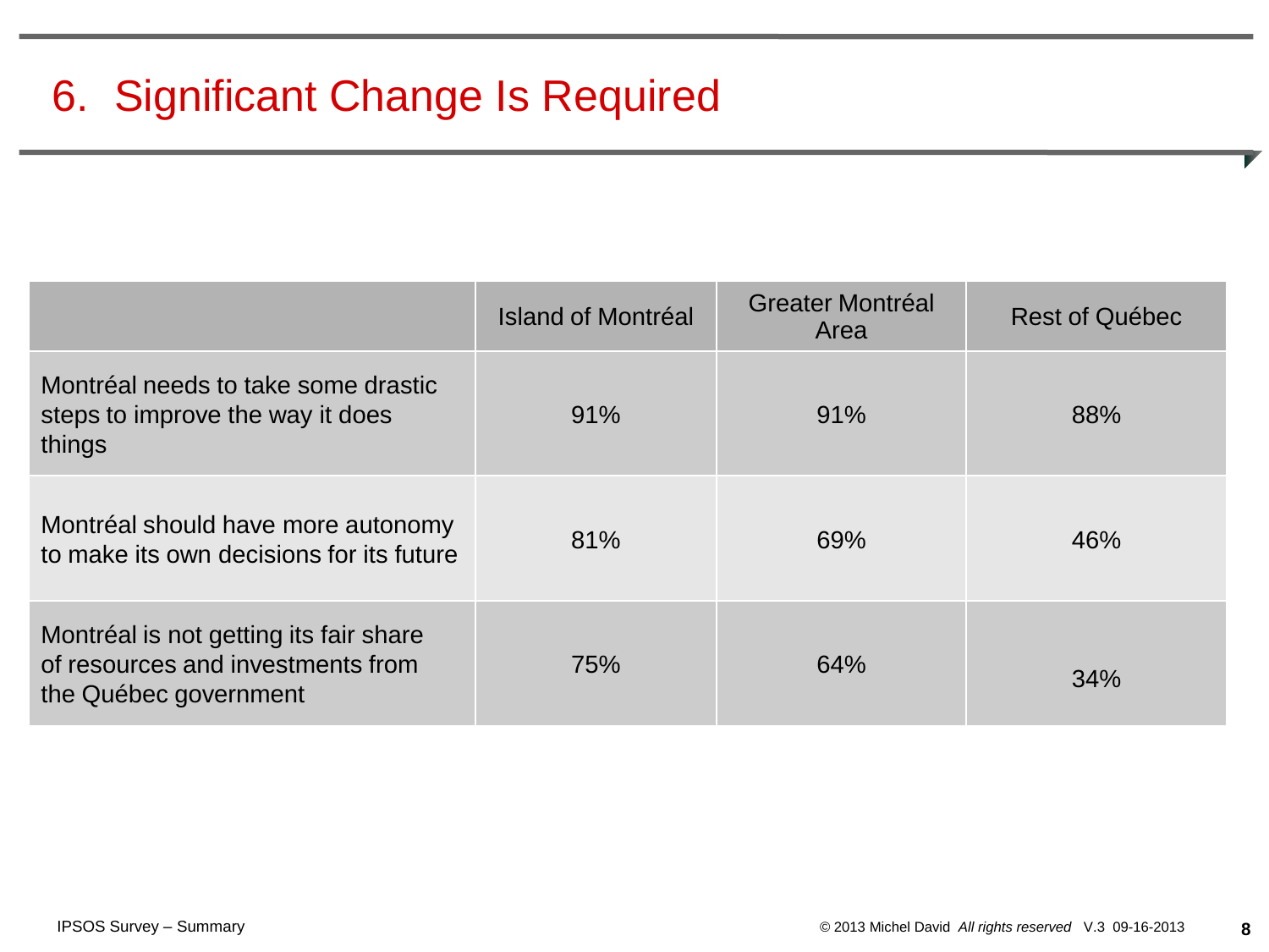# 6. Significant Change Is Required

| | Island of Montréal | Greater Montréal Area | Rest of Québec |
|---|---|---|---|
| Montréal needs to take some drastic steps to improve the way it does things | 91% | 91% | 88% |
| Montréal should have more autonomy to make its own decisions for its future | 81% | 69% | 46% |
| Montréal is not getting its fair share of resources and investments from the Québec government | 75% | 64% | 34% |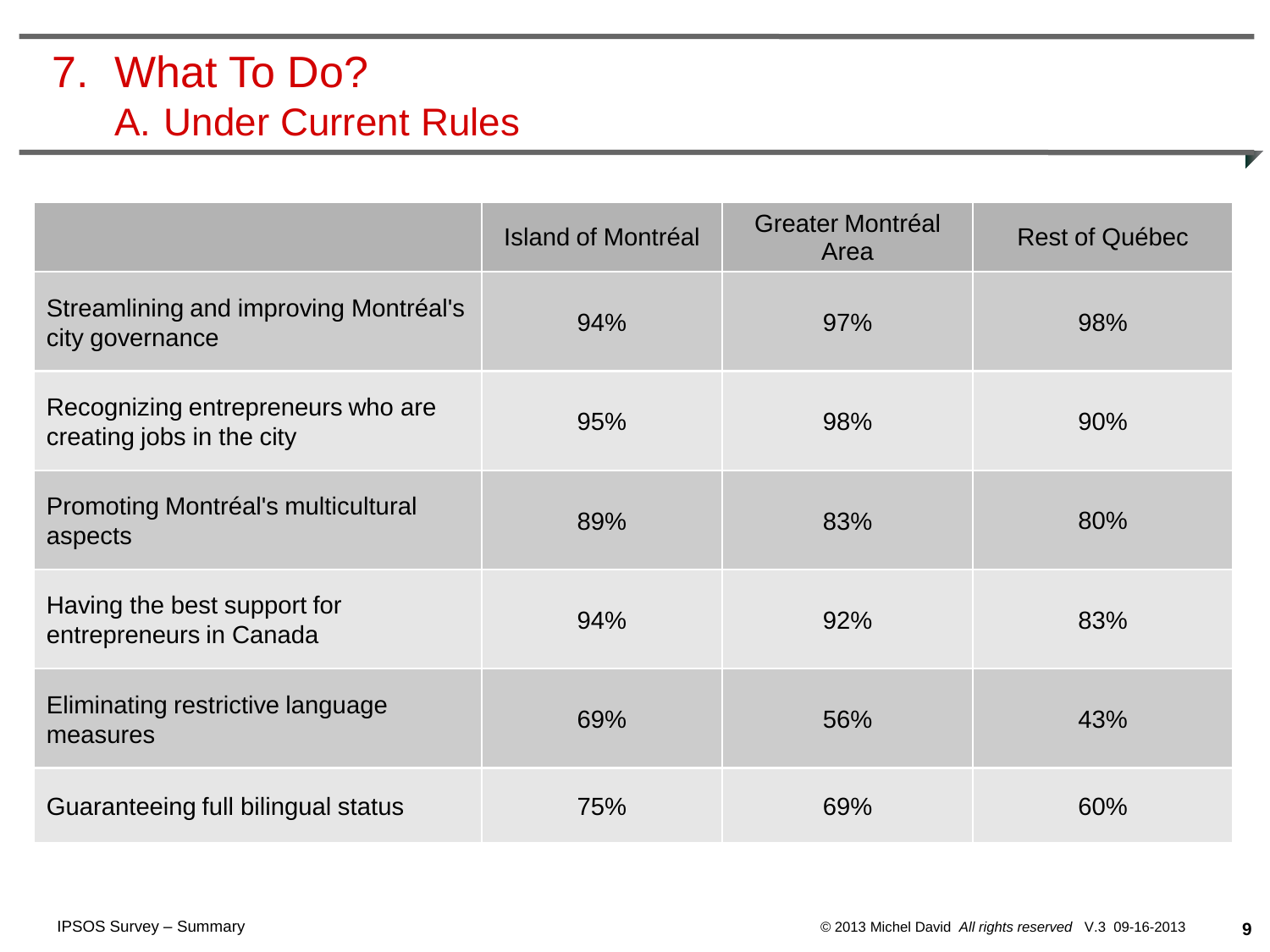# 7. What To Do?

## A. Under Current Rules

| | Island of Montréal | Greater Montréal Area | Rest of Québec |
|---|---|---|---|
| Streamlining and improving Montréal's city governance | 94% | 97% | 98% |
| Recognizing entrepreneurs who are creating jobs in the city | 95% | 98% | 90% |
| Promoting Montréal's multicultural aspects | 89% | 83% | 80% |
| Having the best support for entrepreneurs in Canada | 94% | 92% | 83% |
| Eliminating restrictive language measures | 69% | 56% | 43% |
| Guaranteeing full bilingual status | 75% | 69% | 60% |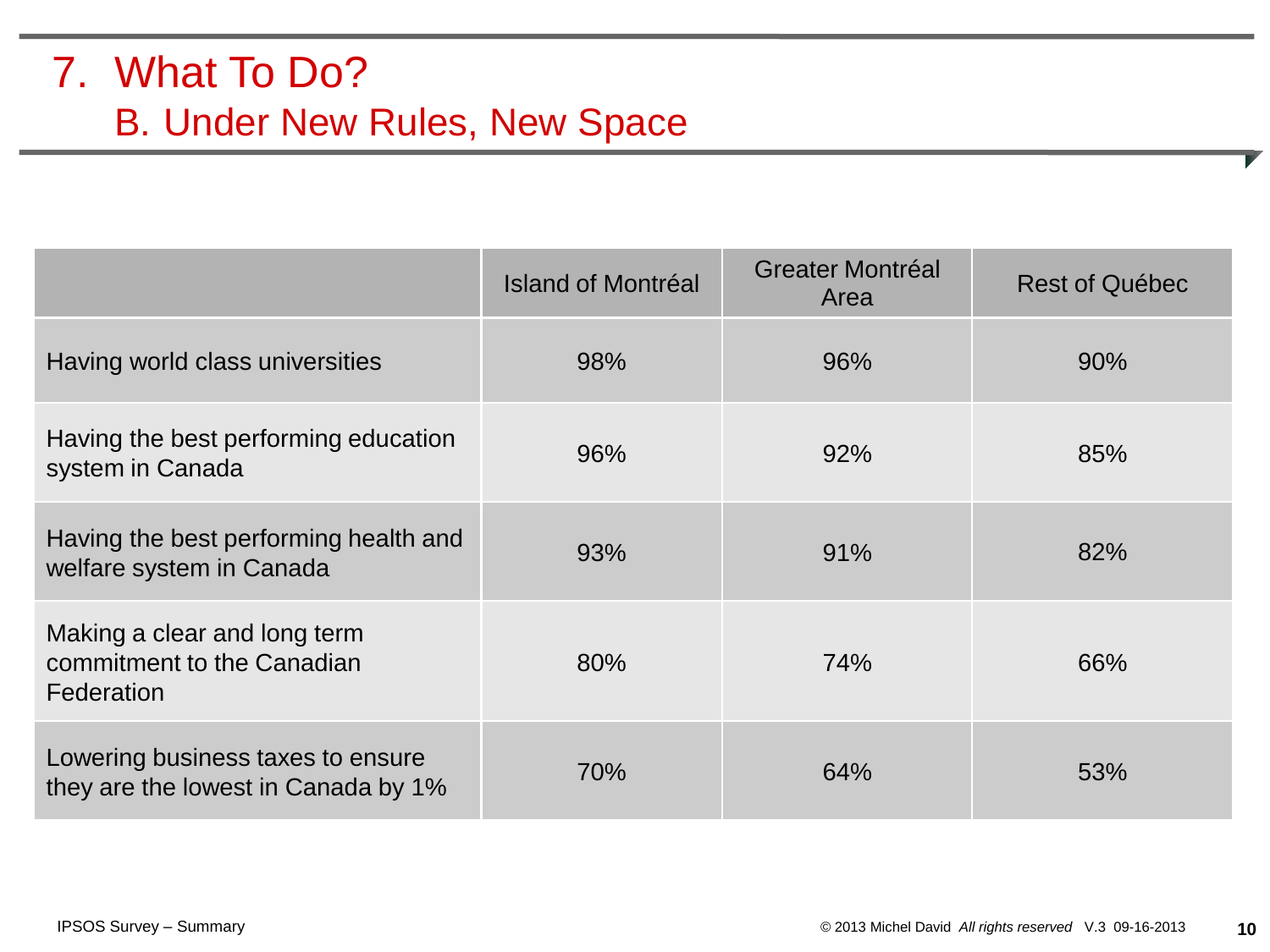# 7. What To Do?

## B. Under New Rules, New Space

| | Island of Montréal | Greater Montréal Area | Rest of Québec |
|---|---|---|---|
| Having world class universities | 98% | 96% | 90% |
| Having the best performing education system in Canada | 96% | 92% | 85% |
| Having the best performing health and welfare system in Canada | 93% | 91% | 82% |
| Making a clear and long term commitment to the Canadian Federation | 80% | 74% | 66% |
| Lowering business taxes to ensure they are the lowest in Canada by 1% | 70% | 64% | 53% |

IPSOS Survey – Summary

© 2013 Michel David *All rights reserved* V.3 09-16-2013